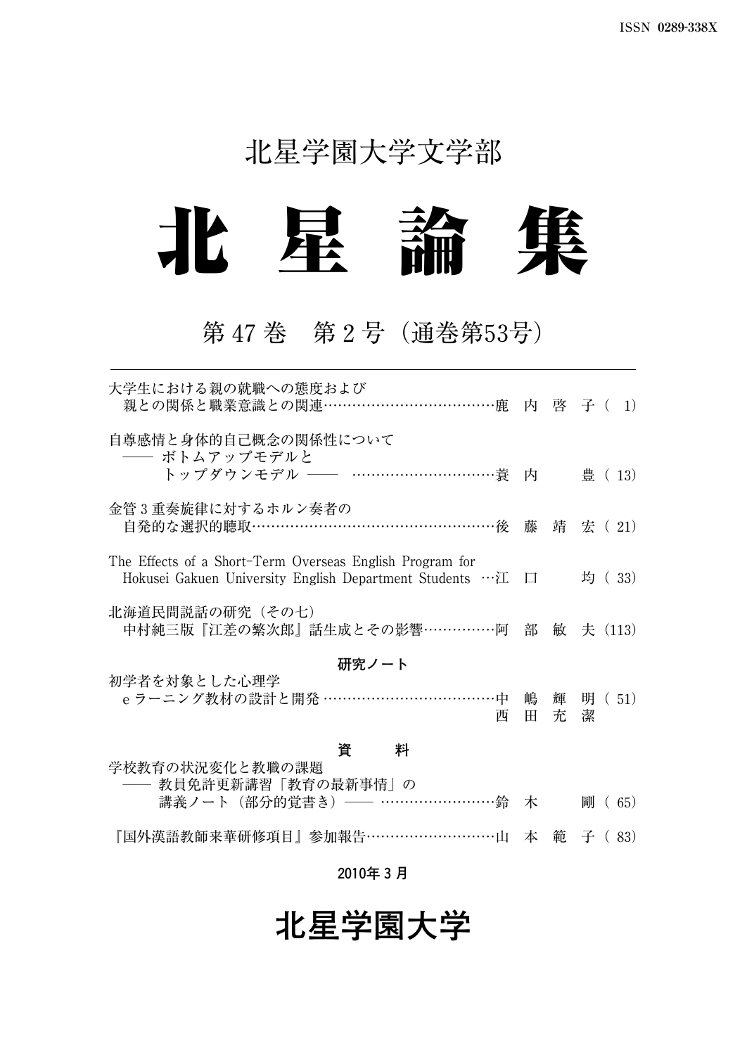ISSN 0289-338X

北星学園大学文学部

# 北 星 論 集

## 第 47 巻　第 2 号（通巻第53号）

---

大学生における親の就職への態度および
　親との関係と職業意識との関連……………………………………鹿 内 啓 子（ 1）

自尊感情と身体的自己概念の関係性について
　── ボトムアップモデルと
　　　トップダウンモデル ── ……………………………簑 内 　 豊（ 13）

金管 3 重奏旋律に対するホルン奏者の
　自発的な選択的聴取………………………………………………後 藤 靖 宏（ 21）

The Effects of a Short-Term Overseas English Program for
　Hokusei Gakuen University English Department Students …江 口 　 均（ 33）

北海道民間説話の研究（その七）
　中村純三版『江差の繁次郎』話生成とその影響……………阿 部 敏 夫（113）

**研究ノート**

初学者を対象とした心理学
　e ラーニング教材の設計と開発 ………………………………中 嶋 輝 明（ 51）
　　　　　　　　　　　　　　　　　　　　　　　　　　　　西 田 充 潔

**資　料**

学校教育の状況変化と教職の課題
　── 教員免許更新講習「教育の最新事情」の
　　　講義ノート（部分的覚書き）── ……………………鈴 木 　 剛（ 65）

『国外漢語教師来華研修項目』参加報告…………………………山 本 範 子（ 83）

2010年 3 月

# 北星学園大学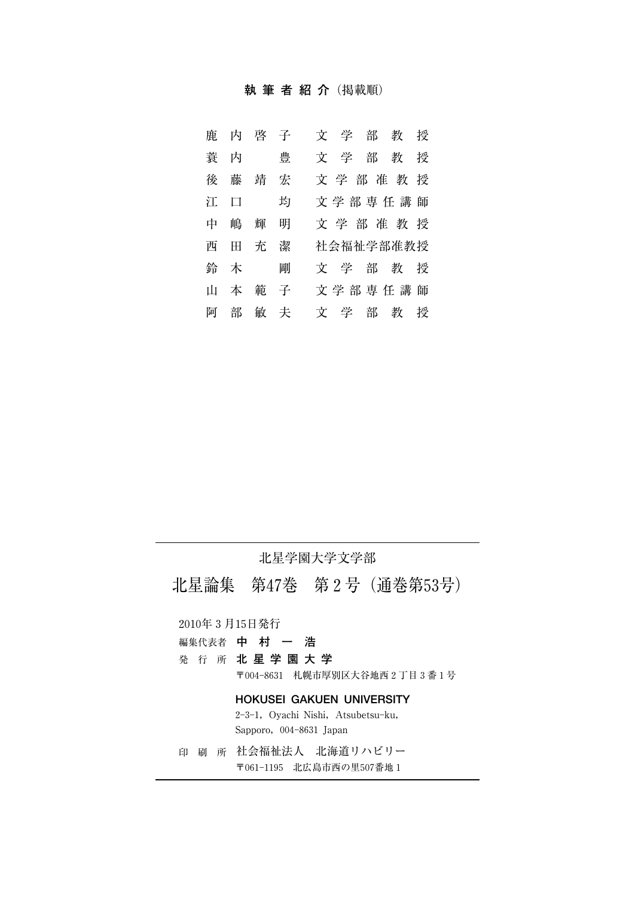## 執筆者紹介（掲載順）

| 氏名 | 所属 |
| --- | --- |
| 鹿内啓子 | 文学部教授 |
| 蓑内豊 | 文学部教授 |
| 後藤靖宏 | 文学部准教授 |
| 江口均 | 文学部専任講師 |
| 中嶋輝明 | 文学部准教授 |
| 西田充潔 | 社会福祉学部准教授 |
| 鈴木剛 | 文学部教授 |
| 山本範子 | 文学部専任講師 |
| 阿部敏夫 | 文学部教授 |

---

北星学園大学文学部

# 北星論集　第47巻　第２号（通巻第53号）

2010年３月15日発行

編集代表者　**中村一浩**

発行所　**北星学園大学**

〒004-8631　札幌市厚別区大谷地西２丁目３番１号

**HOKUSEI GAKUEN UNIVERSITY**

2-3-1, Oyachi Nishi, Atsubetsu-ku,
Sapporo, 004-8631 Japan

印刷所　社会福祉法人　北海道リハビリー

〒061-1195　北広島市西の里507番地１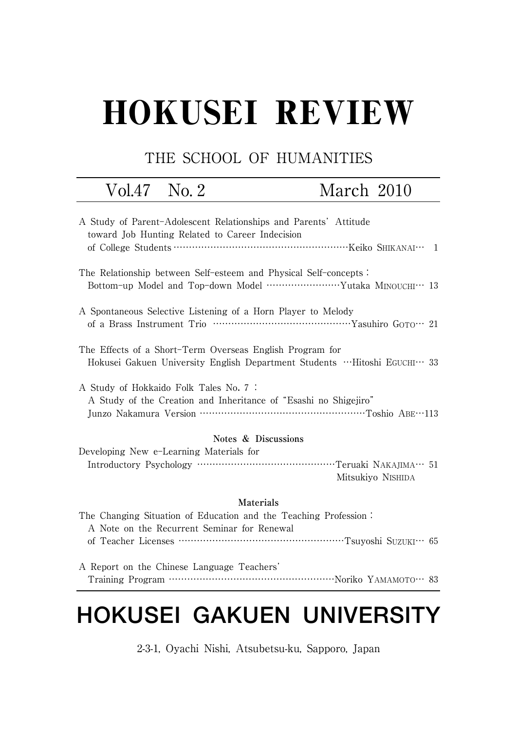# HOKUSEI REVIEW

## THE SCHOOL OF HUMANITIES

Vol.47 No. 2 March 2010

A Study of Parent-Adolescent Relationships and Parents' Attitude toward Job Hunting Related to Career Indecision of College Students ……… Keiko SHIKANAI … 1

The Relationship between Self-esteem and Physical Self-concepts : Bottom-up Model and Top-down Model ……… Yutaka MINOUCHI … 13

A Spontaneous Selective Listening of a Horn Player to Melody of a Brass Instrument Trio ……… Yasuhiro GOTO … 21

The Effects of a Short-Term Overseas English Program for Hokusei Gakuen University English Department Students … Hitoshi EGUCHI … 33

A Study of Hokkaido Folk Tales No. 7 : A Study of the Creation and Inheritance of "Esashi no Shigejiro" Junzo Nakamura Version ……… Toshio ABE … 113

**Notes & Discussions**

Developing New e-Learning Materials for Introductory Psychology ……… Teruaki NAKAJIMA … 51
Mitsukiyo NISHIDA

**Materials**

The Changing Situation of Education and the Teaching Profession : A Note on the Recurrent Seminar for Renewal of Teacher Licenses ……… Tsuyoshi SUZUKI … 65

A Report on the Chinese Language Teachers' Training Program ……… Noriko YAMAMOTO … 83

# HOKUSEI GAKUEN UNIVERSITY

2-3-1, Oyachi Nishi, Atsubetsu-ku, Sapporo, Japan